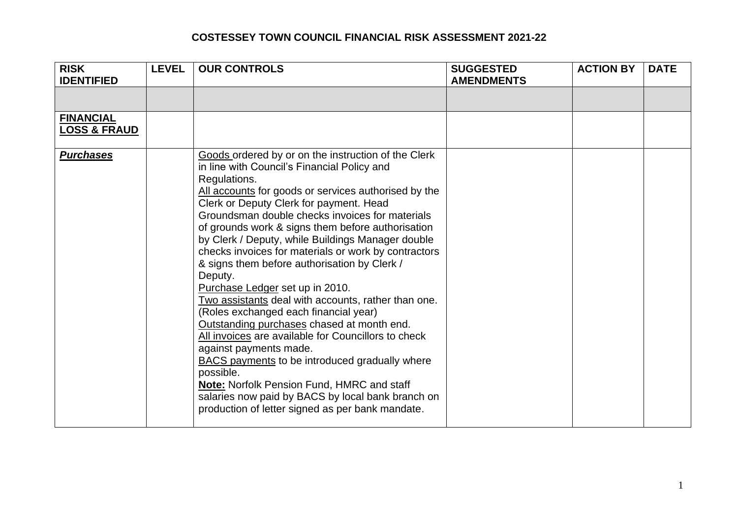# COSTESSEY TOWN COUNCIL FINANCIAL RISK ASSESSMENT 2021-22

| RISK IDENTIFIED | LEVEL | OUR CONTROLS | SUGGESTED AMENDMENTS | ACTION BY | DATE |
|---|---|---|---|---|---|
| | | | | | |
| **FINANCIAL LOSS & FRAUD** | | | | | |
| ***Purchases*** | | Goods ordered by or on the instruction of the Clerk in line with Council's Financial Policy and Regulations.<br>All accounts for goods or services authorised by the Clerk or Deputy Clerk for payment. Head Groundsman double checks invoices for materials of grounds work & signs them before authorisation by Clerk / Deputy, while Buildings Manager double checks invoices for materials or work by contractors & signs them before authorisation by Clerk / Deputy.<br>Purchase Ledger set up in 2010.<br>Two assistants deal with accounts, rather than one. (Roles exchanged each financial year)<br>Outstanding purchases chased at month end.<br>All invoices are available for Councillors to check against payments made.<br>BACS payments to be introduced gradually where possible.<br>**Note:** Norfolk Pension Fund, HMRC and staff salaries now paid by BACS by local bank branch on production of letter signed as per bank mandate. | | | |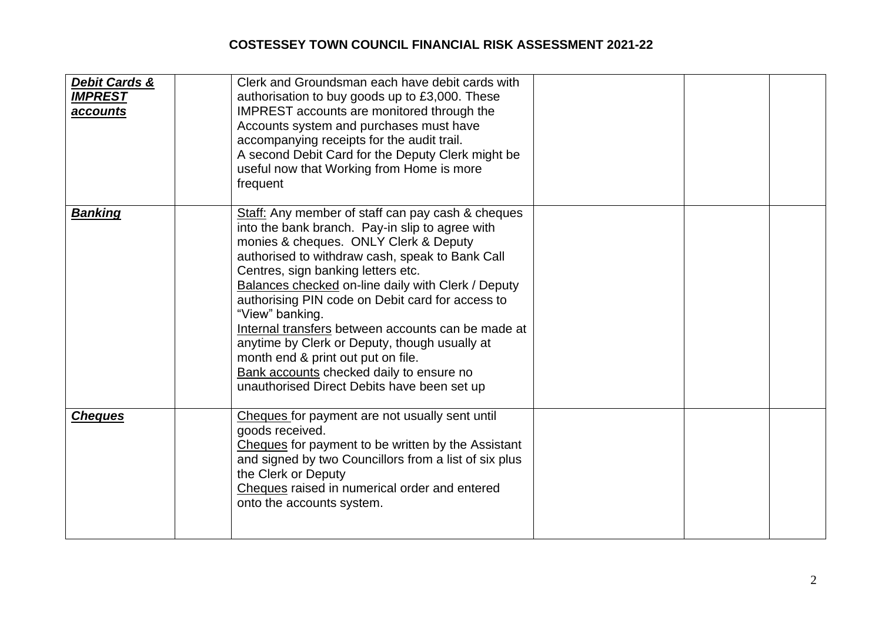## COSTESSEY TOWN COUNCIL FINANCIAL RISK ASSESSMENT 2021-22

| | | | | | |
|---|---|---|---|---|---|
| ***Debit Cards & IMPREST accounts*** | | Clerk and Groundsman each have debit cards with authorisation to buy goods up to £3,000. These IMPREST accounts are monitored through the Accounts system and purchases must have accompanying receipts for the audit trail.<br>A second Debit Card for the Deputy Clerk might be useful now that Working from Home is more frequent | | | |
| ***Banking*** | | Staff: Any member of staff can pay cash & cheques into the bank branch. Pay-in slip to agree with monies & cheques. ONLY Clerk & Deputy authorised to withdraw cash, speak to Bank Call Centres, sign banking letters etc.<br>Balances checked on-line daily with Clerk / Deputy authorising PIN code on Debit card for access to "View" banking.<br>Internal transfers between accounts can be made at anytime by Clerk or Deputy, though usually at month end & print out put on file.<br>Bank accounts checked daily to ensure no unauthorised Direct Debits have been set up | | | |
| ***Cheques*** | | Cheques for payment are not usually sent until goods received.<br>Cheques for payment to be written by the Assistant and signed by two Councillors from a list of six plus the Clerk or Deputy<br>Cheques raised in numerical order and entered onto the accounts system. | | | |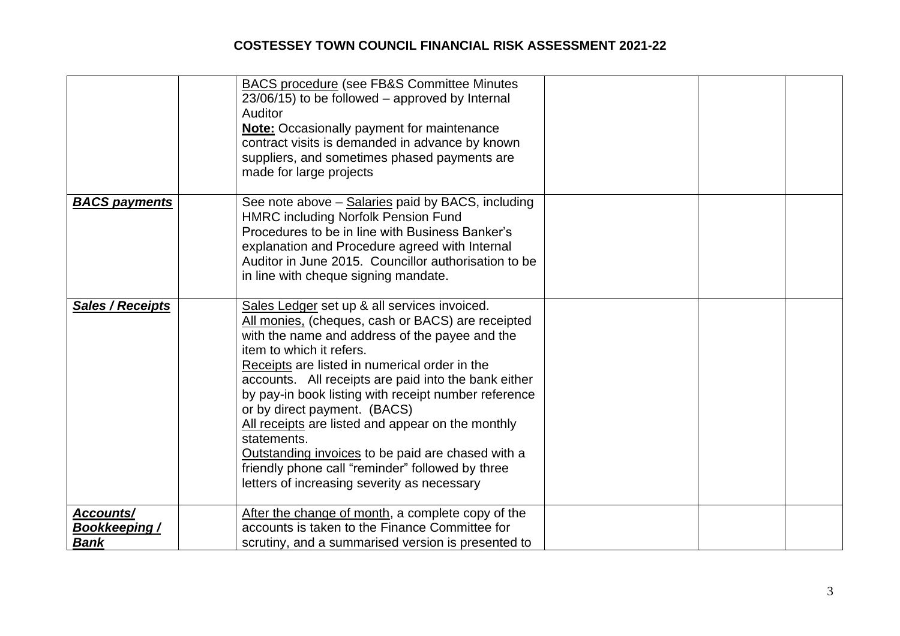# COSTESSEY TOWN COUNCIL FINANCIAL RISK ASSESSMENT 2021-22

| | | | | | |
|---|---|---|---|---|---|
| | | BACS procedure (see FB&S Committee Minutes 23/06/15) to be followed – approved by Internal Auditor<br>**Note:** Occasionally payment for maintenance contract visits is demanded in advance by known suppliers, and sometimes phased payments are made for large projects | | | |
| ***BACS payments*** | | See note above – Salaries paid by BACS, including HMRC including Norfolk Pension Fund<br>Procedures to be in line with Business Banker's explanation and Procedure agreed with Internal Auditor in June 2015. Councillor authorisation to be in line with cheque signing mandate. | | | |
| ***Sales / Receipts*** | | Sales Ledger set up & all services invoiced.<br>All monies, (cheques, cash or BACS) are receipted with the name and address of the payee and the item to which it refers.<br>Receipts are listed in numerical order in the accounts. All receipts are paid into the bank either by pay-in book listing with receipt number reference or by direct payment. (BACS)<br>All receipts are listed and appear on the monthly statements.<br>Outstanding invoices to be paid are chased with a friendly phone call "reminder" followed by three letters of increasing severity as necessary | | | |
| ***Accounts/ Bookkeeping / Bank*** | | After the change of month, a complete copy of the accounts is taken to the Finance Committee for scrutiny, and a summarised version is presented to | | | |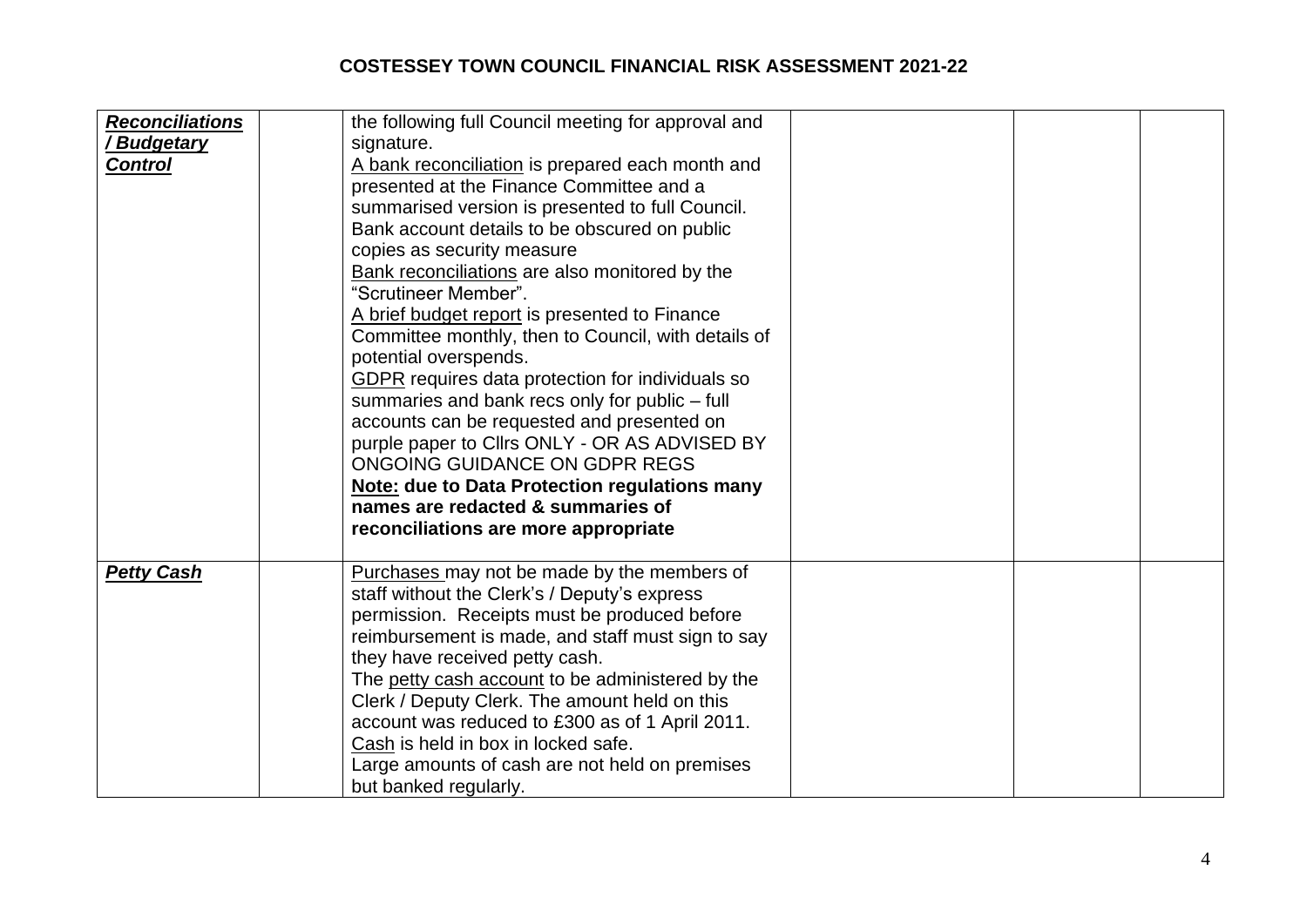# COSTESSEY TOWN COUNCIL FINANCIAL RISK ASSESSMENT 2021-22

| | | | | | |
|---|---|---|---|---|---|
| ***Reconciliations / Budgetary Control*** | | the following full Council meeting for approval and signature.<br>A bank reconciliation is prepared each month and presented at the Finance Committee and a summarised version is presented to full Council. Bank account details to be obscured on public copies as security measure<br>Bank reconciliations are also monitored by the "Scrutineer Member".<br>A brief budget report is presented to Finance Committee monthly, then to Council, with details of potential overspends.<br>GDPR requires data protection for individuals so summaries and bank recs only for public – full accounts can be requested and presented on purple paper to Cllrs ONLY - OR AS ADVISED BY ONGOING GUIDANCE ON GDPR REGS<br>**Note: due to Data Protection regulations many names are redacted & summaries of reconciliations are more appropriate** | | | |
| ***Petty Cash*** | | Purchases may not be made by the members of staff without the Clerk's / Deputy's express permission. Receipts must be produced before reimbursement is made, and staff must sign to say they have received petty cash.<br>The petty cash account to be administered by the Clerk / Deputy Clerk. The amount held on this account was reduced to £300 as of 1 April 2011.<br>Cash is held in box in locked safe.<br>Large amounts of cash are not held on premises but banked regularly. | | | |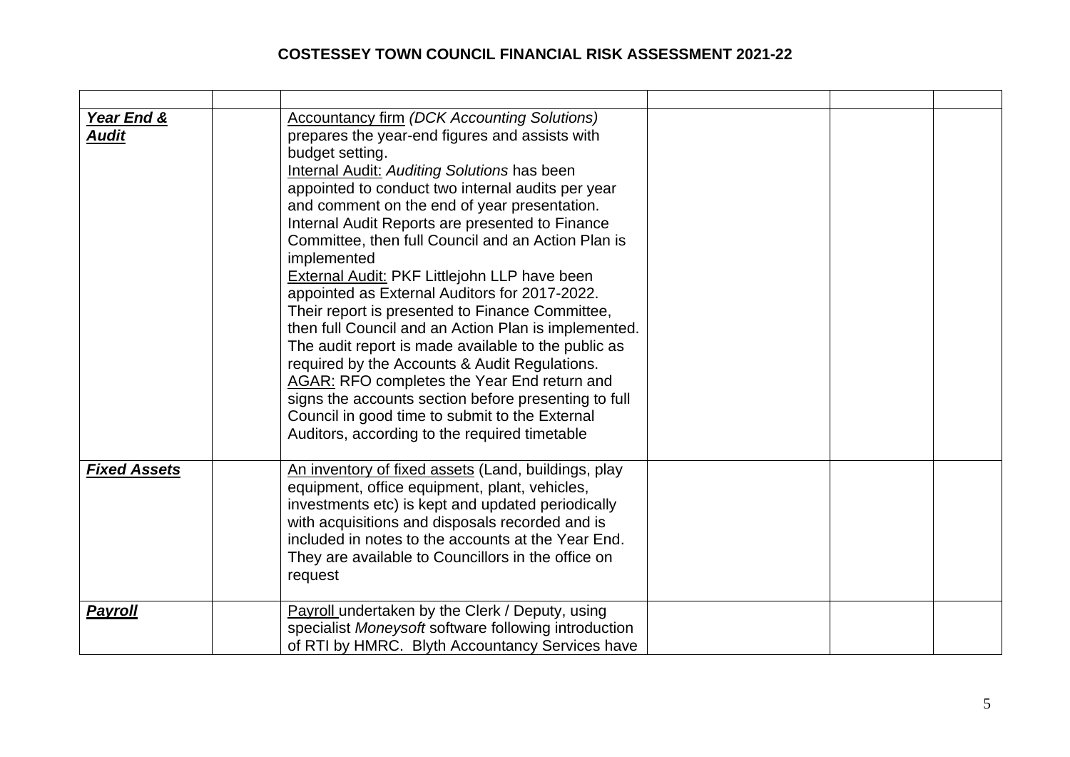# COSTESSEY TOWN COUNCIL FINANCIAL RISK ASSESSMENT 2021-22

| | | | | | |
|---|---|---|---|---|---|
| ***Year End & Audit*** | | Accountancy firm *(DCK Accounting Solutions)* prepares the year-end figures and assists with budget setting.<br>Internal Audit: *Auditing Solutions* has been appointed to conduct two internal audits per year and comment on the end of year presentation. Internal Audit Reports are presented to Finance Committee, then full Council and an Action Plan is implemented<br>External Audit: PKF Littlejohn LLP have been appointed as External Auditors for 2017-2022. Their report is presented to Finance Committee, then full Council and an Action Plan is implemented. The audit report is made available to the public as required by the Accounts & Audit Regulations.<br>AGAR: RFO completes the Year End return and signs the accounts section before presenting to full Council in good time to submit to the External Auditors, according to the required timetable | | | |
| ***Fixed Assets*** | | An inventory of fixed assets (Land, buildings, play equipment, office equipment, plant, vehicles, investments etc) is kept and updated periodically with acquisitions and disposals recorded and is included in notes to the accounts at the Year End. They are available to Councillors in the office on request | | | |
| ***Payroll*** | | Payroll undertaken by the Clerk / Deputy, using specialist *Moneysoft* software following introduction of RTI by HMRC. Blyth Accountancy Services have | | | |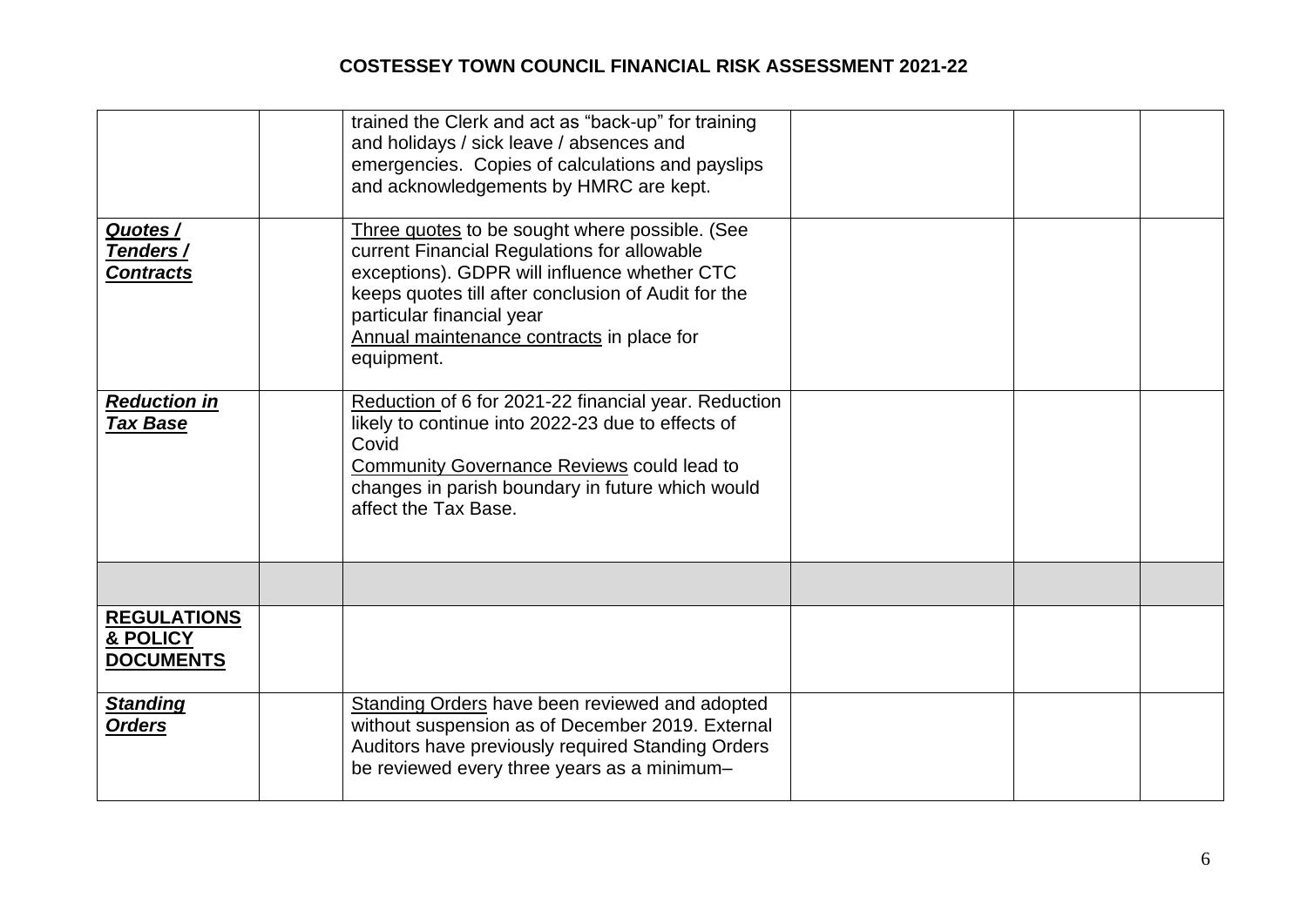# COSTESSEY TOWN COUNCIL FINANCIAL RISK ASSESSMENT 2021-22

| | | | | | |
|---|---|---|---|---|---|
| | | trained the Clerk and act as "back-up" for training and holidays / sick leave / absences and emergencies. Copies of calculations and payslips and acknowledgements by HMRC are kept. | | | |
| ***Quotes / Tenders / Contracts*** | | Three quotes to be sought where possible. (See current Financial Regulations for allowable exceptions). GDPR will influence whether CTC keeps quotes till after conclusion of Audit for the particular financial year<br>Annual maintenance contracts in place for equipment. | | | |
| ***Reduction in Tax Base*** | | Reduction of 6 for 2021-22 financial year. Reduction likely to continue into 2022-23 due to effects of Covid<br>Community Governance Reviews could lead to changes in parish boundary in future which would affect the Tax Base. | | | |
| | | | | | |
| **REGULATIONS & POLICY DOCUMENTS** | | | | | |
| ***Standing Orders*** | | Standing Orders have been reviewed and adopted without suspension as of December 2019. External Auditors have previously required Standing Orders be reviewed every three years as a minimum– | | | |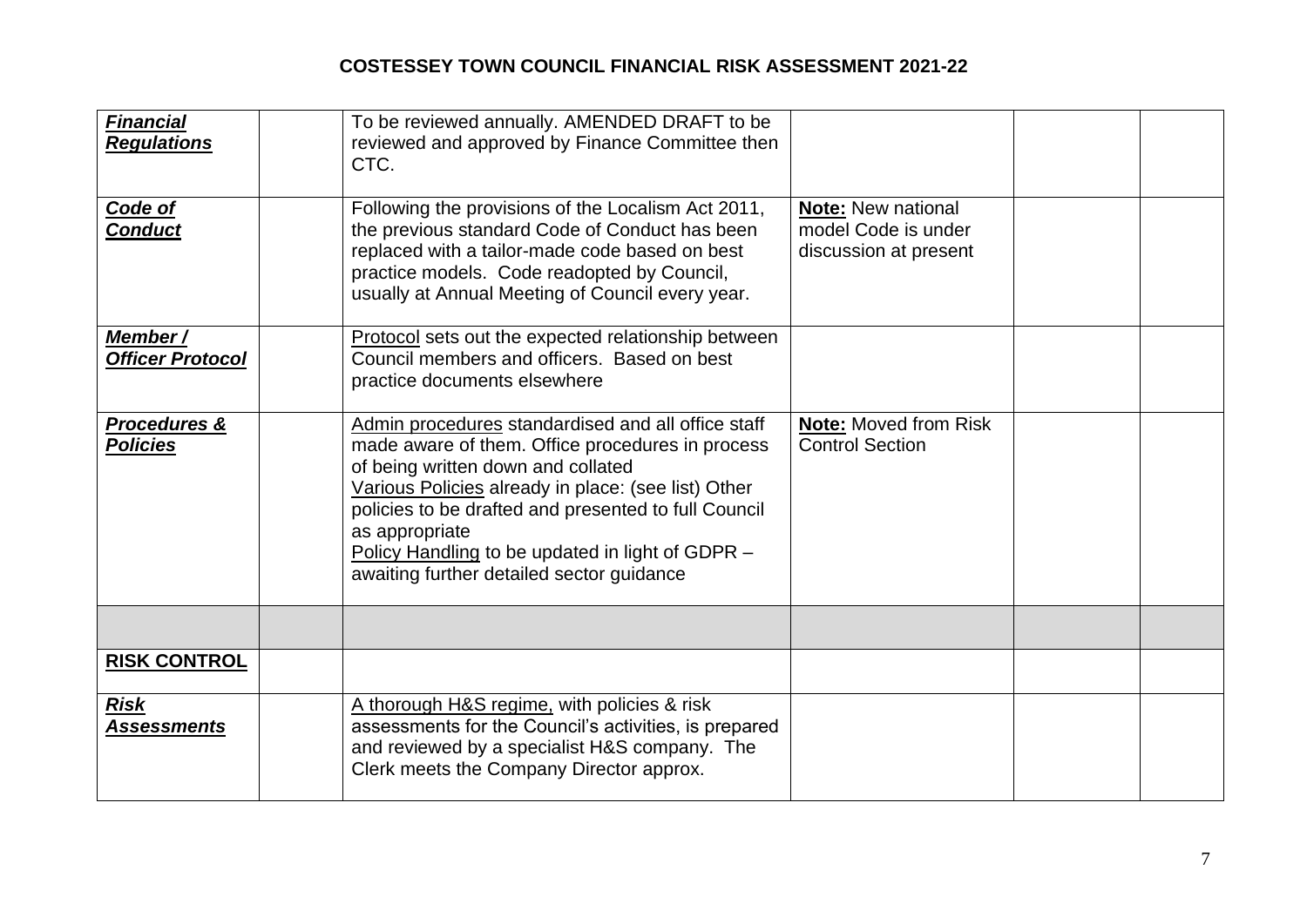# COSTESSEY TOWN COUNCIL FINANCIAL RISK ASSESSMENT 2021-22

| | | | | | |
|---|---|---|---|---|---|
| ***Financial Regulations*** | | To be reviewed annually. AMENDED DRAFT to be reviewed and approved by Finance Committee then CTC. | | | |
| ***Code of Conduct*** | | Following the provisions of the Localism Act 2011, the previous standard Code of Conduct has been replaced with a tailor-made code based on best practice models. Code readopted by Council, usually at Annual Meeting of Council every year. | **Note:** New national model Code is under discussion at present | | |
| ***Member / Officer Protocol*** | | Protocol sets out the expected relationship between Council members and officers. Based on best practice documents elsewhere | | | |
| ***Procedures & Policies*** | | Admin procedures standardised and all office staff made aware of them. Office procedures in process of being written down and collated<br>Various Policies already in place: (see list) Other policies to be drafted and presented to full Council as appropriate<br>Policy Handling to be updated in light of GDPR – awaiting further detailed sector guidance | **Note:** Moved from Risk Control Section | | |
| | | | | | |
| **RISK CONTROL** | | | | | |
| ***Risk Assessments*** | | A thorough H&S regime, with policies & risk assessments for the Council's activities, is prepared and reviewed by a specialist H&S company. The Clerk meets the Company Director approx. | | | |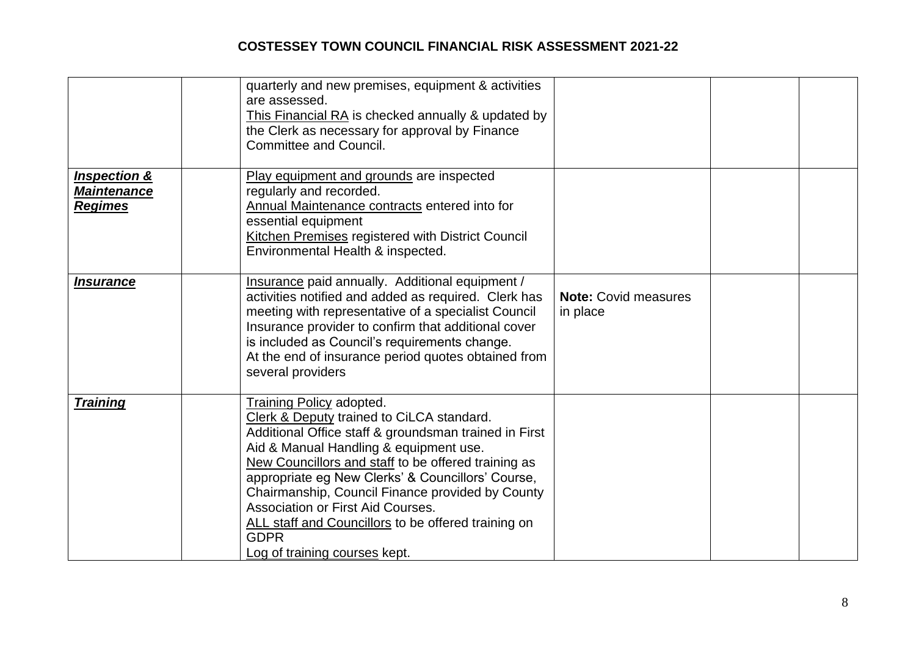# COSTESSEY TOWN COUNCIL FINANCIAL RISK ASSESSMENT 2021-22

| | | | | | |
|---|---|---|---|---|---|
| | | quarterly and new premises, equipment & activities are assessed.<br>This Financial RA is checked annually & updated by the Clerk as necessary for approval by Finance Committee and Council. | | | |
| ***Inspection & Maintenance Regimes*** | | Play equipment and grounds are inspected regularly and recorded.<br>Annual Maintenance contracts entered into for essential equipment<br>Kitchen Premises registered with District Council Environmental Health & inspected. | | | |
| ***Insurance*** | | Insurance paid annually. Additional equipment / activities notified and added as required. Clerk has meeting with representative of a specialist Council Insurance provider to confirm that additional cover is included as Council's requirements change.<br>At the end of insurance period quotes obtained from several providers | **Note:** Covid measures in place | | |
| ***Training*** | | Training Policy adopted.<br>Clerk & Deputy trained to CiLCA standard.<br>Additional Office staff & groundsman trained in First Aid & Manual Handling & equipment use.<br>New Councillors and staff to be offered training as appropriate eg New Clerks' & Councillors' Course, Chairmanship, Council Finance provided by County Association or First Aid Courses.<br>ALL staff and Councillors to be offered training on GDPR<br>Log of training courses kept. | | | |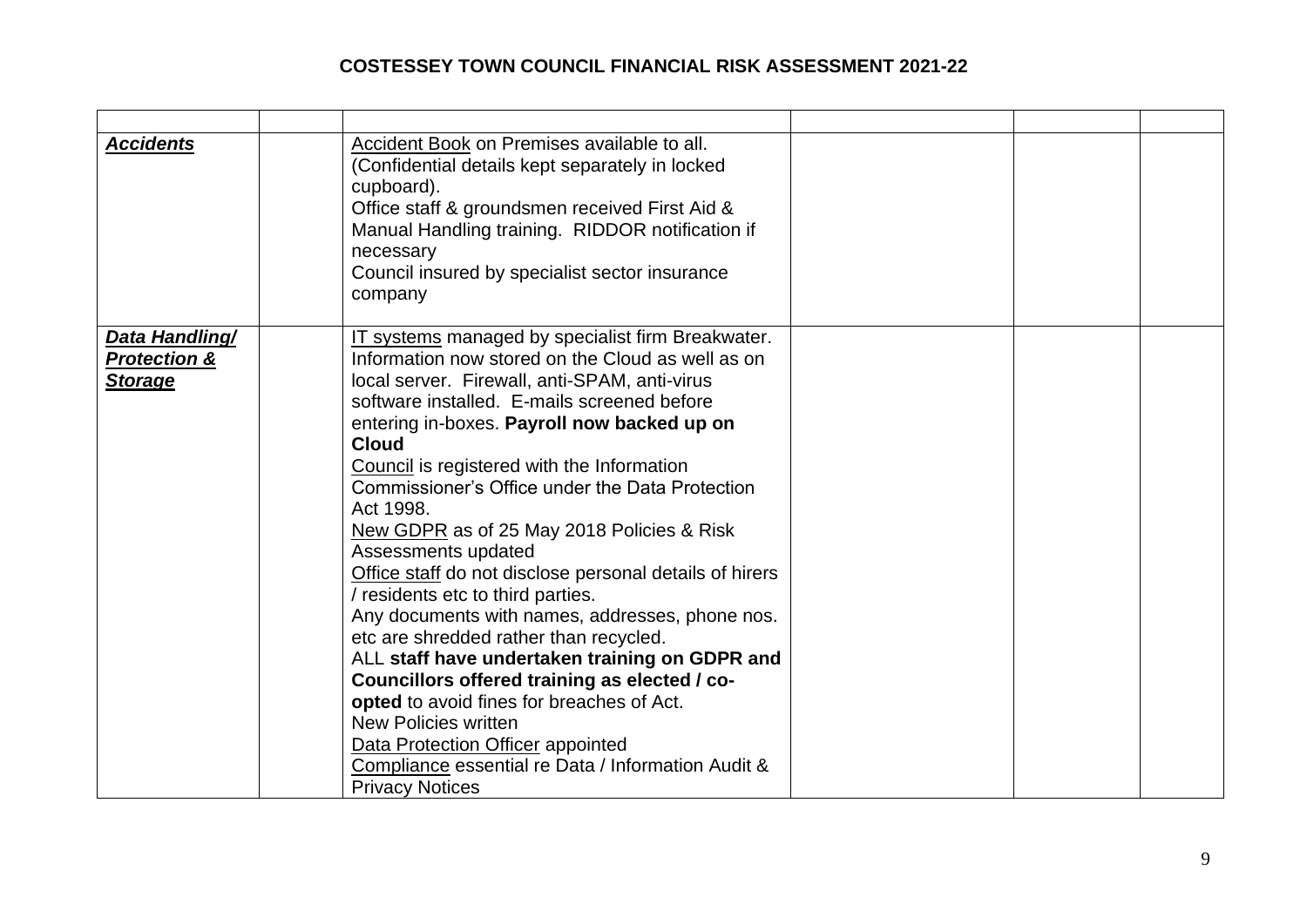# COSTESSEY TOWN COUNCIL FINANCIAL RISK ASSESSMENT 2021-22

| | | | | | |
|---|---|---|---|---|---|
| ***Accidents*** | | Accident Book on Premises available to all. (Confidential details kept separately in locked cupboard).<br>Office staff & groundsmen received First Aid & Manual Handling training. RIDDOR notification if necessary<br>Council insured by specialist sector insurance company | | | |
| ***Data Handling/ Protection & Storage*** | | IT systems managed by specialist firm Breakwater. Information now stored on the Cloud as well as on local server. Firewall, anti-SPAM, anti-virus software installed. E-mails screened before entering in-boxes. **Payroll now backed up on Cloud**<br>Council is registered with the Information Commissioner's Office under the Data Protection Act 1998.<br>New GDPR as of 25 May 2018 Policies & Risk Assessments updated<br>Office staff do not disclose personal details of hirers / residents etc to third parties.<br>Any documents with names, addresses, phone nos. etc are shredded rather than recycled.<br>ALL **staff have undertaken training on GDPR and Councillors offered training as elected / co-opted** to avoid fines for breaches of Act.<br>New Policies written<br>Data Protection Officer appointed<br>Compliance essential re Data / Information Audit & Privacy Notices | | | |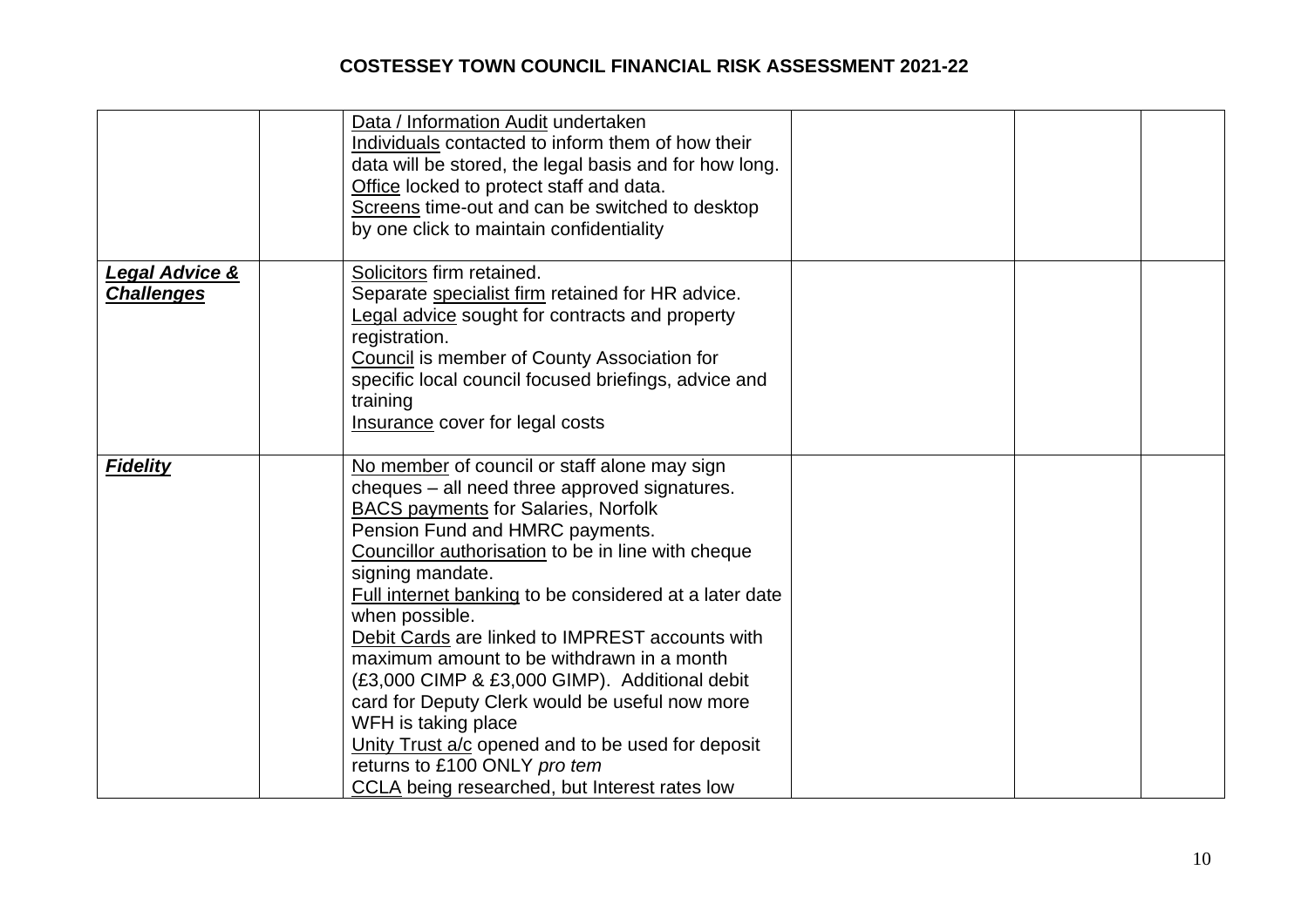# COSTESSEY TOWN COUNCIL FINANCIAL RISK ASSESSMENT 2021-22

| | | | | | |
|---|---|---|---|---|---|
| | | Data / Information Audit undertaken<br>Individuals contacted to inform them of how their data will be stored, the legal basis and for how long.<br>Office locked to protect staff and data.<br>Screens time-out and can be switched to desktop by one click to maintain confidentiality | | | |
| ***Legal Advice & Challenges*** | | Solicitors firm retained.<br>Separate specialist firm retained for HR advice.<br>Legal advice sought for contracts and property registration.<br>Council is member of County Association for specific local council focused briefings, advice and training<br>Insurance cover for legal costs | | | |
| ***Fidelity*** | | No member of council or staff alone may sign cheques – all need three approved signatures.<br>BACS payments for Salaries, Norfolk Pension Fund and HMRC payments.<br>Councillor authorisation to be in line with cheque signing mandate.<br>Full internet banking to be considered at a later date when possible.<br>Debit Cards are linked to IMPREST accounts with maximum amount to be withdrawn in a month (£3,000 CIMP & £3,000 GIMP). Additional debit card for Deputy Clerk would be useful now more WFH is taking place<br>Unity Trust a/c opened and to be used for deposit returns to £100 ONLY *pro tem*<br>CCLA being researched, but Interest rates low | | | |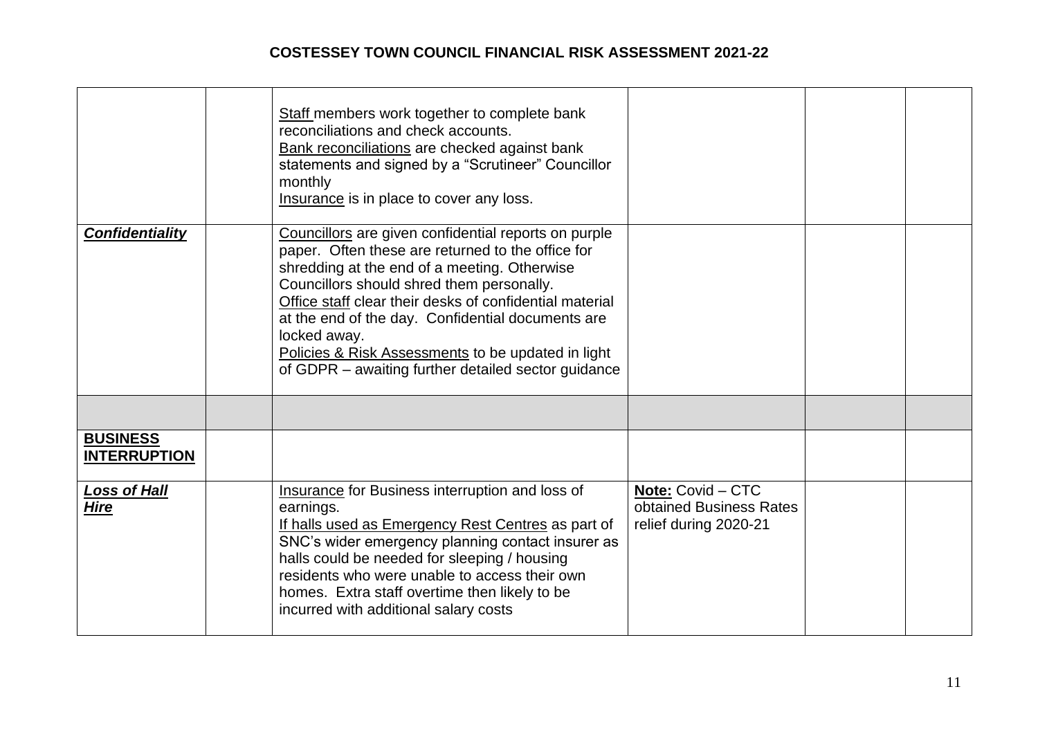# COSTESSEY TOWN COUNCIL FINANCIAL RISK ASSESSMENT 2021-22

| | | | | | |
|---|---|---|---|---|---|
| | | Staff members work together to complete bank reconciliations and check accounts.<br>Bank reconciliations are checked against bank statements and signed by a "Scrutineer" Councillor monthly<br>Insurance is in place to cover any loss. | | | |
| ***Confidentiality*** | | Councillors are given confidential reports on purple paper. Often these are returned to the office for shredding at the end of a meeting. Otherwise Councillors should shred them personally.<br>Office staff clear their desks of confidential material at the end of the day. Confidential documents are locked away.<br>Policies & Risk Assessments to be updated in light of GDPR – awaiting further detailed sector guidance | | | |
| | | | | | |
| **BUSINESS INTERRUPTION** | | | | | |
| ***Loss of Hall Hire*** | | Insurance for Business interruption and loss of earnings.<br>If halls used as Emergency Rest Centres as part of SNC's wider emergency planning contact insurer as halls could be needed for sleeping / housing residents who were unable to access their own homes. Extra staff overtime then likely to be incurred with additional salary costs | **Note:** Covid – CTC obtained Business Rates relief during 2020-21 | | |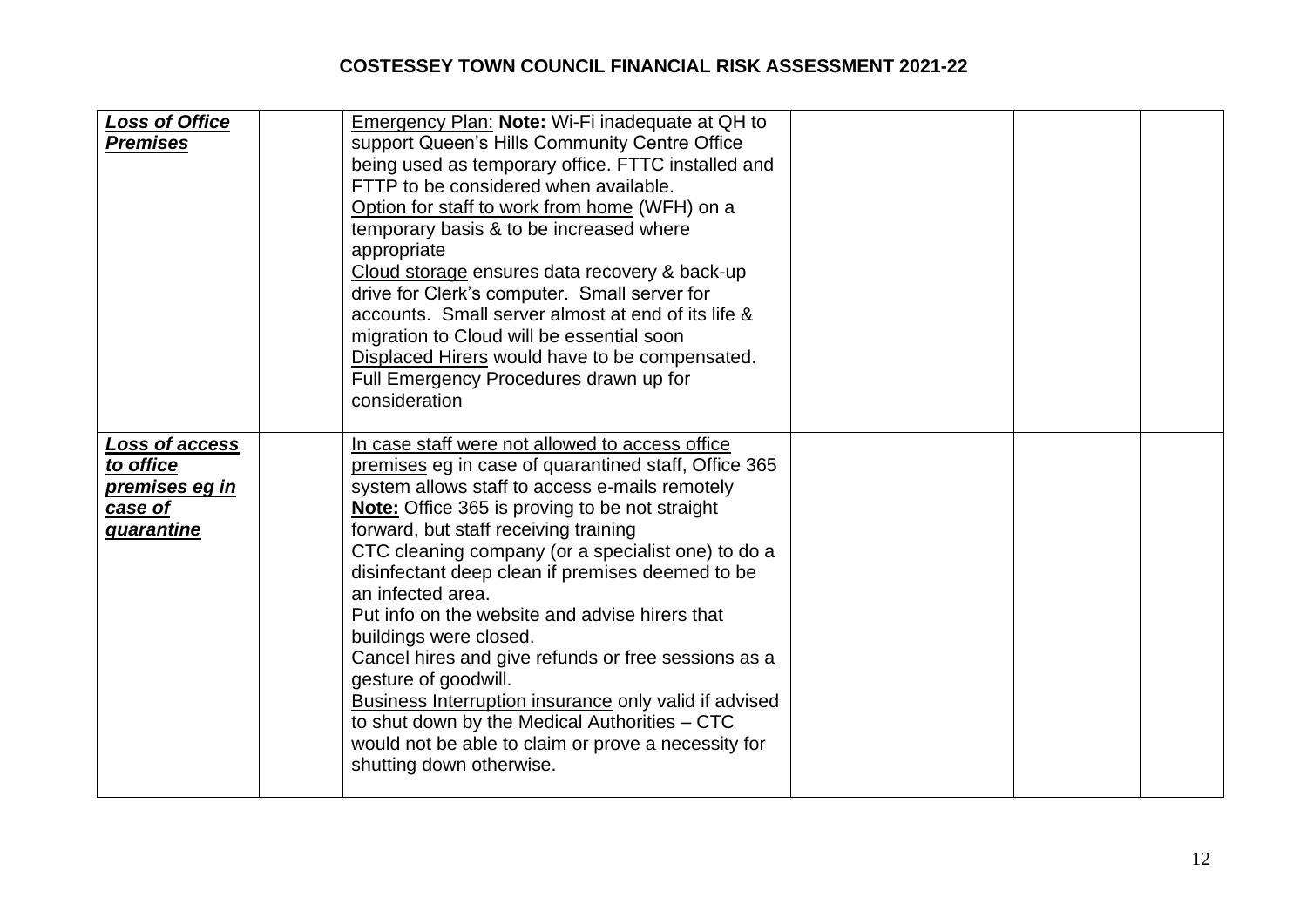# COSTESSEY TOWN COUNCIL FINANCIAL RISK ASSESSMENT 2021-22

| | | | | | |
|---|---|---|---|---|---|
| ***Loss of Office Premises*** | | Emergency Plan: **Note:** Wi-Fi inadequate at QH to support Queen's Hills Community Centre Office being used as temporary office. FTTC installed and FTTP to be considered when available.<br>Option for staff to work from home (WFH) on a temporary basis & to be increased where appropriate<br>Cloud storage ensures data recovery & back-up drive for Clerk's computer. Small server for accounts. Small server almost at end of its life & migration to Cloud will be essential soon<br>Displaced Hirers would have to be compensated.<br>Full Emergency Procedures drawn up for consideration | | | |
| ***Loss of access to office premises eg in case of quarantine*** | | In case staff were not allowed to access office premises eg in case of quarantined staff, Office 365 system allows staff to access e-mails remotely<br>**Note:** Office 365 is proving to be not straight forward, but staff receiving training<br>CTC cleaning company (or a specialist one) to do a disinfectant deep clean if premises deemed to be an infected area.<br>Put info on the website and advise hirers that buildings were closed.<br>Cancel hires and give refunds or free sessions as a gesture of goodwill.<br>Business Interruption insurance only valid if advised to shut down by the Medical Authorities – CTC would not be able to claim or prove a necessity for shutting down otherwise. | | | |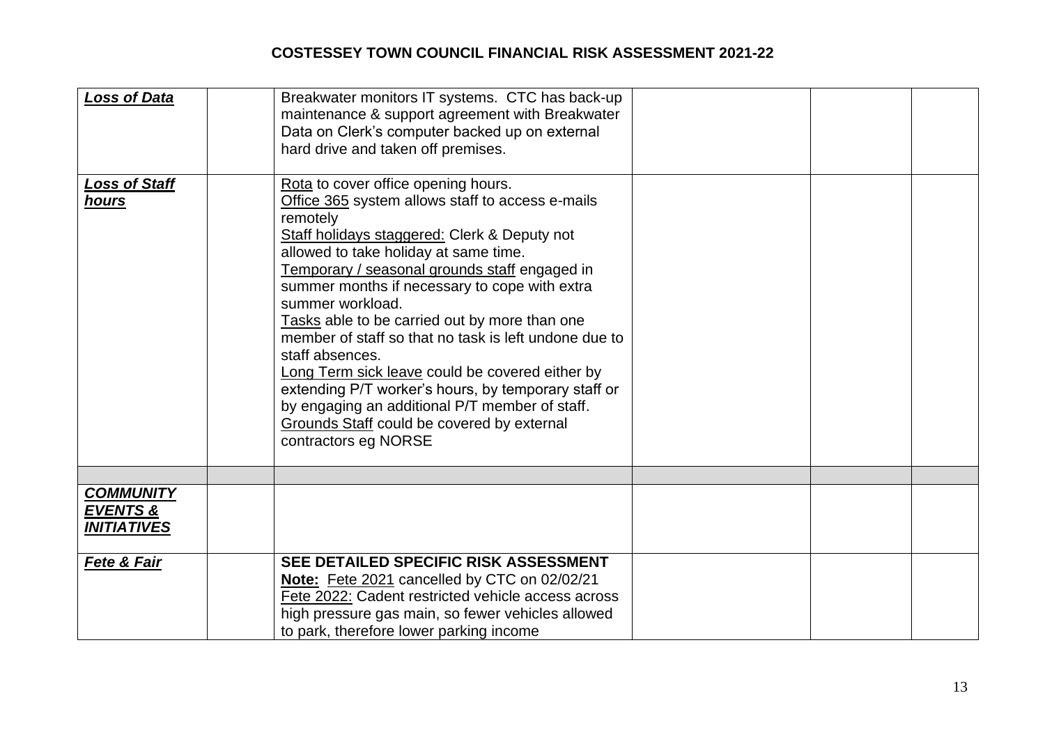# COSTESSEY TOWN COUNCIL FINANCIAL RISK ASSESSMENT 2021-22

| | | | | | |
|---|---|---|---|---|---|
| ***Loss of Data*** | | Breakwater monitors IT systems. CTC has back-up maintenance & support agreement with Breakwater<br>Data on Clerk's computer backed up on external hard drive and taken off premises. | | | |
| ***Loss of Staff hours*** | | Rota to cover office opening hours.<br>Office 365 system allows staff to access e-mails remotely<br>Staff holidays staggered: Clerk & Deputy not allowed to take holiday at same time.<br>Temporary / seasonal grounds staff engaged in summer months if necessary to cope with extra summer workload.<br>Tasks able to be carried out by more than one member of staff so that no task is left undone due to staff absences.<br>Long Term sick leave could be covered either by extending P/T worker's hours, by temporary staff or by engaging an additional P/T member of staff.<br>Grounds Staff could be covered by external contractors eg NORSE | | | |
| | | | | | |
| ***COMMUNITY EVENTS & INITIATIVES*** | | | | | |
| ***Fete & Fair*** | | **SEE DETAILED SPECIFIC RISK ASSESSMENT**<br>**Note:** Fete 2021 cancelled by CTC on 02/02/21<br>Fete 2022: Cadent restricted vehicle access across high pressure gas main, so fewer vehicles allowed to park, therefore lower parking income | | | |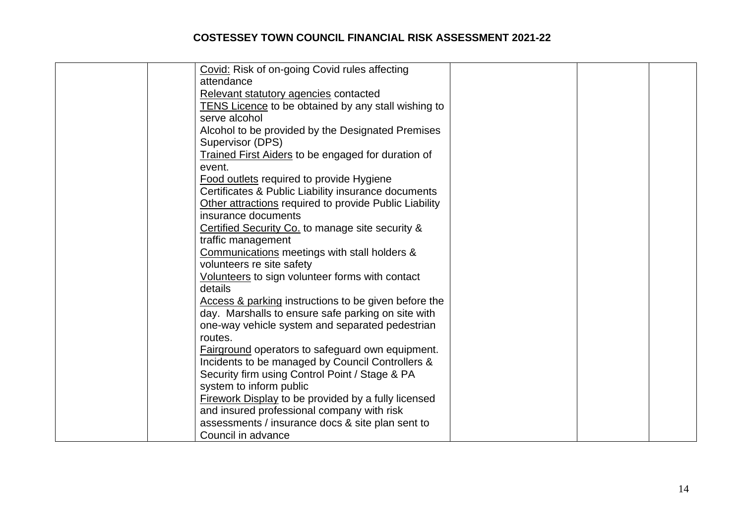# COSTESSEY TOWN COUNCIL FINANCIAL RISK ASSESSMENT 2021-22

| | | | | | |
|---|---|---|---|---|---|
| | | Covid: Risk of on-going Covid rules affecting attendance<br>Relevant statutory agencies contacted<br>TENS Licence to be obtained by any stall wishing to serve alcohol<br>Alcohol to be provided by the Designated Premises Supervisor (DPS)<br>Trained First Aiders to be engaged for duration of event.<br>Food outlets required to provide Hygiene Certificates & Public Liability insurance documents<br>Other attractions required to provide Public Liability insurance documents<br>Certified Security Co. to manage site security & traffic management<br>Communications meetings with stall holders & volunteers re site safety<br>Volunteers to sign volunteer forms with contact details<br>Access & parking instructions to be given before the day. Marshalls to ensure safe parking on site with one-way vehicle system and separated pedestrian routes.<br>Fairground operators to safeguard own equipment. Incidents to be managed by Council Controllers & Security firm using Control Point / Stage & PA system to inform public<br>Firework Display to be provided by a fully licensed and insured professional company with risk assessments / insurance docs & site plan sent to Council in advance | | | |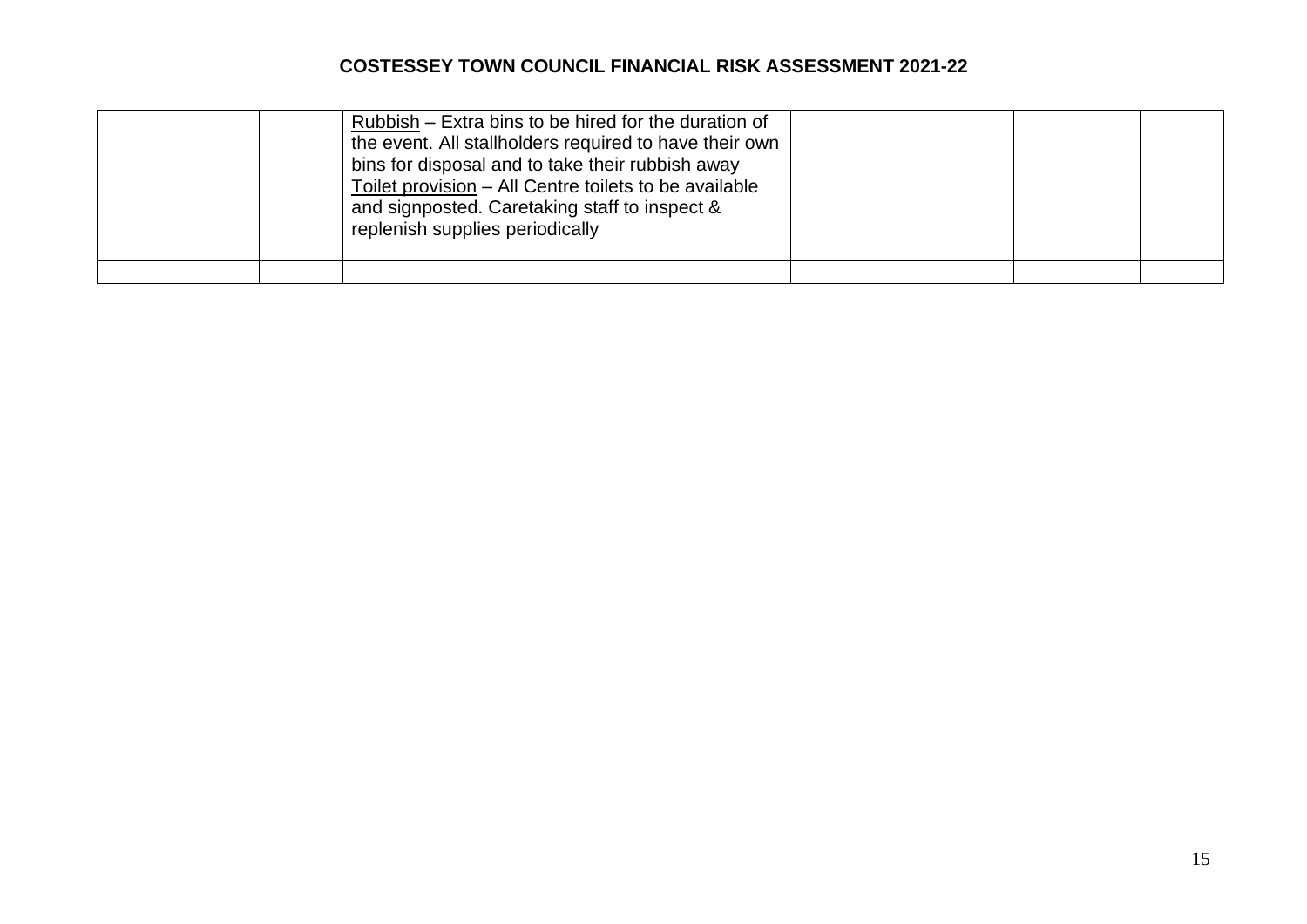| | | | | | |
|---|---|---|---|---|---|
| | | Rubbish – Extra bins to be hired for the duration of the event. All stallholders required to have their own bins for disposal and to take their rubbish away<br>Toilet provision – All Centre toilets to be available and signposted. Caretaking staff to inspect & replenish supplies periodically | | | |
| | | | | | |